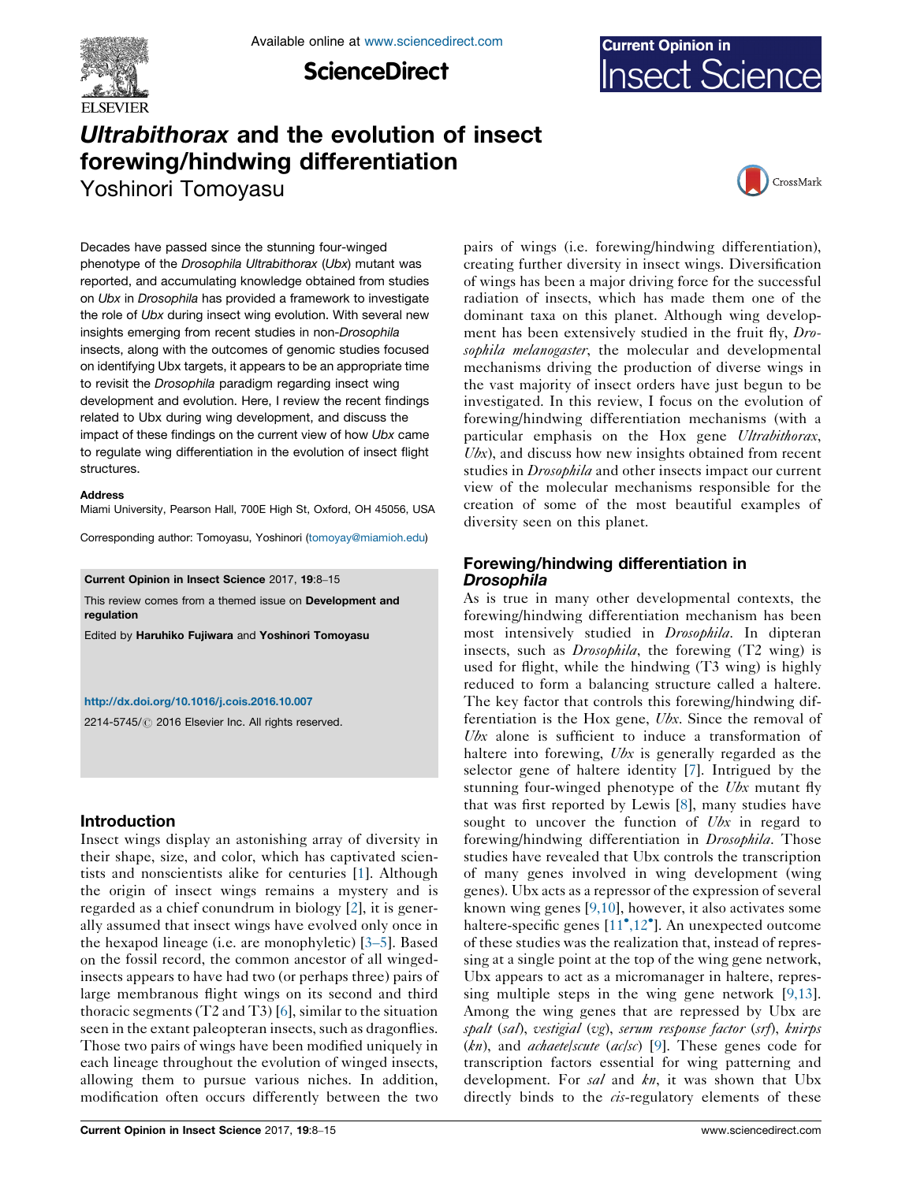# *Ultrabithorax* and the evolution of insect forewing/hindwing differentiation

Yoshinori Tomoyasu

Decades have passed since the stunning four-winged phenotype of the *Drosophila Ultrabithorax* (*Ubx*) mutant was reported, and accumulating knowledge obtained from studies on *Ubx* in *Drosophila* has provided a framework to investigate the role of *Ubx* during insect wing evolution. With several new insights emerging from recent studies in non-*Drosophila* insects, along with the outcomes of genomic studies focused on identifying Ubx targets, it appears to be an appropriate time to revisit the *Drosophila* paradigm regarding insect wing development and evolution. Here, I review the recent findings related to Ubx during wing development, and discuss the impact of these findings on the current view of how *Ubx* came to regulate wing differentiation in the evolution of insect flight structures.

**Address**

Miami University, Pearson Hall, 700E High St, Oxford, OH 45056, USA

Corresponding author: Tomoyasu, Yoshinori (tomoyay@miamioh.edu)

**Current Opinion in Insect Science** 2017, **19**:8–15

This review comes from a themed issue on **Development and regulation**

Edited by **Haruhiko Fujiwara** and **Yoshinori Tomoyasu**

http://dx.doi.org/10.1016/j.cois.2016.10.007

2214-5745/© 2016 Elsevier Inc. All rights reserved.

## Introduction

Insect wings display an astonishing array of diversity in their shape, size, and color, which has captivated scientists and nonscientists alike for centuries [1]. Although the origin of insect wings remains a mystery and is regarded as a chief conundrum in biology [2], it is generally assumed that insect wings have evolved only once in the hexapod lineage (i.e. are monophyletic) [3–5]. Based on the fossil record, the common ancestor of all winged-insects appears to have had two (or perhaps three) pairs of large membranous flight wings on its second and third thoracic segments (T2 and T3) [6], similar to the situation seen in the extant paleopteran insects, such as dragonflies. Those two pairs of wings have been modified uniquely in each lineage throughout the evolution of winged insects, allowing them to pursue various niches. In addition, modification often occurs differently between the two pairs of wings (i.e. forewing/hindwing differentiation), creating further diversity in insect wings. Diversification of wings has been a major driving force for the successful radiation of insects, which has made them one of the dominant taxa on this planet. Although wing development has been extensively studied in the fruit fly, *Drosophila melanogaster*, the molecular and developmental mechanisms driving the production of diverse wings in the vast majority of insect orders have just begun to be investigated. In this review, I focus on the evolution of forewing/hindwing differentiation mechanisms (with a particular emphasis on the Hox gene *Ultrabithorax*, *Ubx*), and discuss how new insights obtained from recent studies in *Drosophila* and other insects impact our current view of the molecular mechanisms responsible for the creation of some of the most beautiful examples of diversity seen on this planet.

## Forewing/hindwing differentiation in *Drosophila*

As is true in many other developmental contexts, the forewing/hindwing differentiation mechanism has been most intensively studied in *Drosophila*. In dipteran insects, such as *Drosophila*, the forewing (T2 wing) is used for flight, while the hindwing (T3 wing) is highly reduced to form a balancing structure called a haltere. The key factor that controls this forewing/hindwing differentiation is the Hox gene, *Ubx*. Since the removal of *Ubx* alone is sufficient to induce a transformation of haltere into forewing, *Ubx* is generally regarded as the selector gene of haltere identity [7]. Intrigued by the stunning four-winged phenotype of the *Ubx* mutant fly that was first reported by Lewis [8], many studies have sought to uncover the function of *Ubx* in regard to forewing/hindwing differentiation in *Drosophila*. Those studies have revealed that Ubx controls the transcription of many genes involved in wing development (wing genes). Ubx acts as a repressor of the expression of several known wing genes [9,10], however, it also activates some haltere-specific genes [11•,12•]. An unexpected outcome of these studies was the realization that, instead of repressing at a single point at the top of the wing gene network, Ubx appears to act as a micromanager in haltere, repressing multiple steps in the wing gene network [9,13]. Among the wing genes that are repressed by Ubx are *spalt* (*sal*), *vestigial* (*vg*), *serum response factor* (*srf*), *knirps* (*kn*), and *achaete/scute* (*ac/sc*) [9]. These genes code for transcription factors essential for wing patterning and development. For *sal* and *kn*, it was shown that Ubx directly binds to the *cis*-regulatory elements of these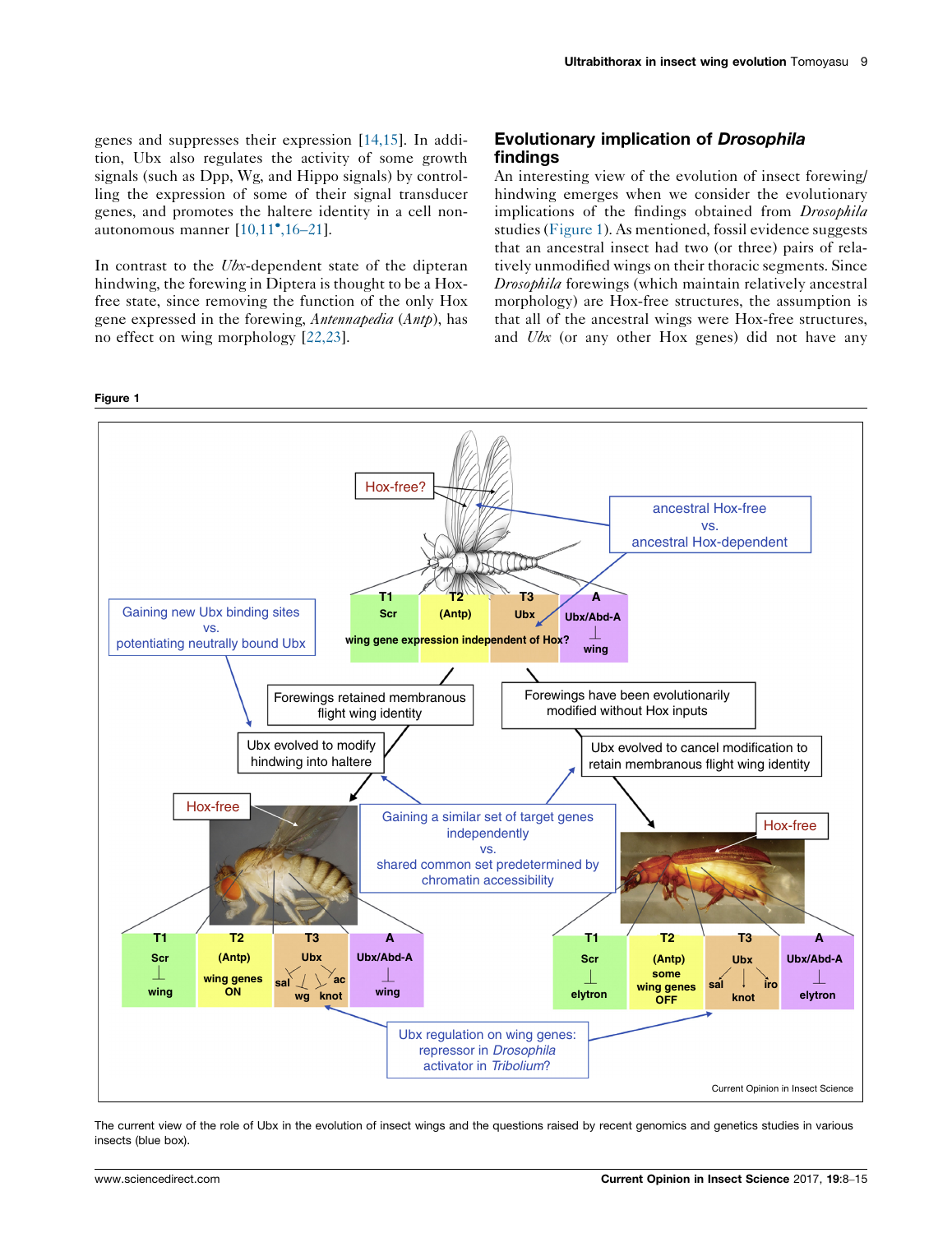genes and suppresses their expression [14,15]. In addition, Ubx also regulates the activity of some growth signals (such as Dpp, Wg, and Hippo signals) by controlling the expression of some of their signal transducer genes, and promotes the haltere identity in a cell non-autonomous manner [10,11•,16–21].

In contrast to the *Ubx*-dependent state of the dipteran hindwing, the forewing in Diptera is thought to be a Hox-free state, since removing the function of the only Hox gene expressed in the forewing, *Antennapedia* (*Antp*), has no effect on wing morphology [22,23].

## Evolutionary implication of *Drosophila* findings

An interesting view of the evolution of insect forewing/hindwing emerges when we consider the evolutionary implications of the findings obtained from *Drosophila* studies (Figure 1). As mentioned, fossil evidence suggests that an ancestral insect had two (or three) pairs of relatively unmodified wings on their thoracic segments. Since *Drosophila* forewings (which maintain relatively ancestral morphology) are Hox-free structures, the assumption is that all of the ancestral wings were Hox-free structures, and *Ubx* (or any other Hox genes) did not have any

**Figure 1**

The current view of the role of Ubx in the evolution of insect wings and the questions raised by recent genomics and genetics studies in various insects (blue box).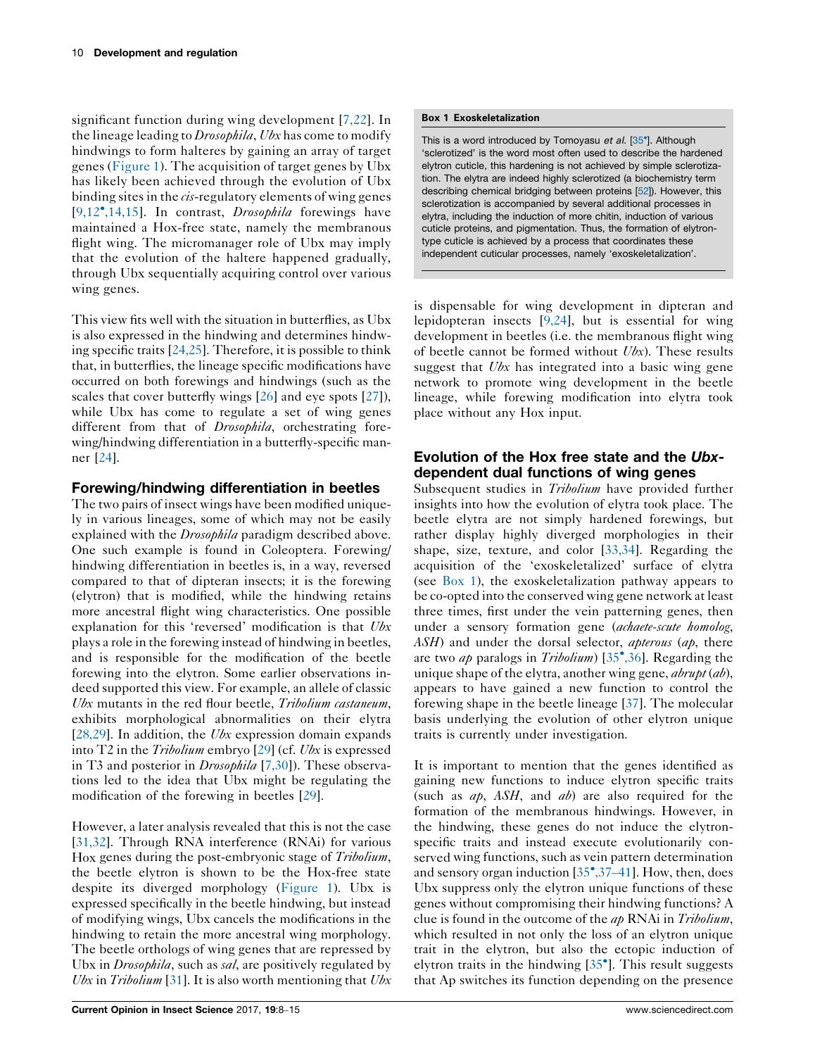significant function during wing development [7,22]. In the lineage leading to *Drosophila*, *Ubx* has come to modify hindwings to form halteres by gaining an array of target genes (Figure 1). The acquisition of target genes by Ubx has likely been achieved through the evolution of Ubx binding sites in the *cis*-regulatory elements of wing genes [9,12•,14,15]. In contrast, *Drosophila* forewings have maintained a Hox-free state, namely the membranous flight wing. The micromanager role of Ubx may imply that the evolution of the haltere happened gradually, through Ubx sequentially acquiring control over various wing genes.

This view fits well with the situation in butterflies, as Ubx is also expressed in the hindwing and determines hindwing specific traits [24,25]. Therefore, it is possible to think that, in butterflies, the lineage specific modifications have occurred on both forewings and hindwings (such as the scales that cover butterfly wings [26] and eye spots [27]), while Ubx has come to regulate a set of wing genes different from that of *Drosophila*, orchestrating forewing/hindwing differentiation in a butterfly-specific manner [24].

## Forewing/hindwing differentiation in beetles

The two pairs of insect wings have been modified uniquely in various lineages, some of which may not be easily explained with the *Drosophila* paradigm described above. One such example is found in Coleoptera. Forewing/hindwing differentiation in beetles is, in a way, reversed compared to that of dipteran insects; it is the forewing (elytron) that is modified, while the hindwing retains more ancestral flight wing characteristics. One possible explanation for this 'reversed' modification is that *Ubx* plays a role in the forewing instead of hindwing in beetles, and is responsible for the modification of the beetle forewing into the elytron. Some earlier observations indeed supported this view. For example, an allele of classic *Ubx* mutants in the red flour beetle, *Tribolium castaneum*, exhibits morphological abnormalities on their elytra [28,29]. In addition, the *Ubx* expression domain expands into T2 in the *Tribolium* embryo [29] (cf. *Ubx* is expressed in T3 and posterior in *Drosophila* [7,30]). These observations led to the idea that Ubx might be regulating the modification of the forewing in beetles [29].

However, a later analysis revealed that this is not the case [31,32]. Through RNA interference (RNAi) for various Hox genes during the post-embryonic stage of *Tribolium*, the beetle elytron is shown to be the Hox-free state despite its diverged morphology (Figure 1). Ubx is expressed specifically in the beetle hindwing, but instead of modifying wings, Ubx cancels the modifications in the hindwing to retain the more ancestral wing morphology. The beetle orthologs of wing genes that are repressed by Ubx in *Drosophila*, such as *sal*, are positively regulated by *Ubx* in *Tribolium* [31]. It is also worth mentioning that *Ubx* is dispensable for wing development in dipteran and lepidopteran insects [9,24], but is essential for wing development in beetles (i.e. the membranous flight wing of beetle cannot be formed without *Ubx*). These results suggest that *Ubx* has integrated into a basic wing gene network to promote wing development in the beetle lineage, while forewing modification into elytra took place without any Hox input.

**Box 1 Exoskeletalization**

This is a word introduced by Tomoyasu *et al.* [35•]. Although 'sclerotized' is the word most often used to describe the hardened elytron cuticle, this hardening is not achieved by simple sclerotization. The elytra are indeed highly sclerotized (a biochemistry term describing chemical bridging between proteins [52]). However, this sclerotization is accompanied by several additional processes in elytra, including the induction of more chitin, induction of various cuticle proteins, and pigmentation. Thus, the formation of elytron-type cuticle is achieved by a process that coordinates these independent cuticular processes, namely 'exoskeletalization'.

## Evolution of the Hox free state and the *Ubx*-dependent dual functions of wing genes

Subsequent studies in *Tribolium* have provided further insights into how the evolution of elytra took place. The beetle elytra are not simply hardened forewings, but rather display highly diverged morphologies in their shape, size, texture, and color [33,34]. Regarding the acquisition of the 'exoskeletalized' surface of elytra (see Box 1), the exoskeletalization pathway appears to be co-opted into the conserved wing gene network at least three times, first under the vein patterning genes, then under a sensory formation gene (*achaete-scute homolog*, *ASH*) and under the dorsal selector, *apterous* (*ap*, there are two *ap* paralogs in *Tribolium*) [35•,36]. Regarding the unique shape of the elytra, another wing gene, *abrupt* (*ab*), appears to have gained a new function to control the forewing shape in the beetle lineage [37]. The molecular basis underlying the evolution of other elytron unique traits is currently under investigation.

It is important to mention that the genes identified as gaining new functions to induce elytron specific traits (such as *ap*, *ASH*, and *ab*) are also required for the formation of the membranous hindwings. However, in the hindwing, these genes do not induce the elytron-specific traits and instead execute evolutionarily conserved wing functions, such as vein pattern determination and sensory organ induction [35•,37–41]. How, then, does Ubx suppress only the elytron unique functions of these genes without compromising their hindwing functions? A clue is found in the outcome of the *ap* RNAi in *Tribolium*, which resulted in not only the loss of an elytron unique trait in the elytron, but also the ectopic induction of elytron traits in the hindwing [35•]. This result suggests that Ap switches its function depending on the presence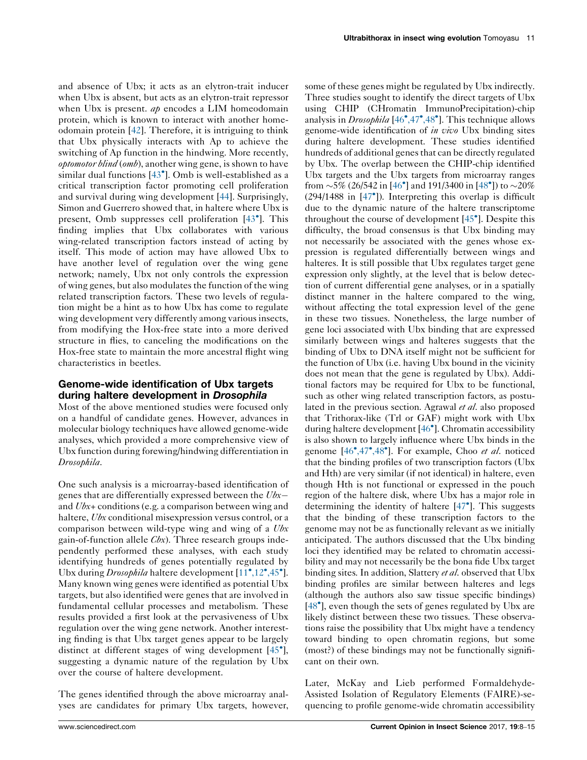and absence of Ubx; it acts as an elytron-trait inducer when Ubx is absent, but acts as an elytron-trait repressor when Ubx is present. *ap* encodes a LIM homeodomain protein, which is known to interact with another homeodomain protein [42]. Therefore, it is intriguing to think that Ubx physically interacts with Ap to achieve the switching of Ap function in the hindwing. More recently, *optomotor blind* (*omb*), another wing gene, is shown to have similar dual functions [43•]. Omb is well-established as a critical transcription factor promoting cell proliferation and survival during wing development [44]. Surprisingly, Simon and Guerrero showed that, in haltere where Ubx is present, Omb suppresses cell proliferation [43•]. This finding implies that Ubx collaborates with various wing-related transcription factors instead of acting by itself. This mode of action may have allowed Ubx to have another level of regulation over the wing gene network; namely, Ubx not only controls the expression of wing genes, but also modulates the function of the wing related transcription factors. These two levels of regulation might be a hint as to how Ubx has come to regulate wing development very differently among various insects, from modifying the Hox-free state into a more derived structure in flies, to canceling the modifications on the Hox-free state to maintain the more ancestral flight wing characteristics in beetles.

## Genome-wide identification of Ubx targets during haltere development in *Drosophila*

Most of the above mentioned studies were focused only on a handful of candidate genes. However, advances in molecular biology techniques have allowed genome-wide analyses, which provided a more comprehensive view of Ubx function during forewing/hindwing differentiation in *Drosophila*.

One such analysis is a microarray-based identification of genes that are differentially expressed between the *Ubx*– and *Ubx*+ conditions (e.g. a comparison between wing and haltere, *Ubx* conditional misexpression versus control, or a comparison between wild-type wing and wing of a *Ubx* gain-of-function allele *Cbx*). Three research groups independently performed these analyses, with each study identifying hundreds of genes potentially regulated by Ubx during *Drosophila* haltere development [11•,12•,45•]. Many known wing genes were identified as potential Ubx targets, but also identified were genes that are involved in fundamental cellular processes and metabolism. These results provided a first look at the pervasiveness of Ubx regulation over the wing gene network. Another interesting finding is that Ubx target genes appear to be largely distinct at different stages of wing development [45•], suggesting a dynamic nature of the regulation by Ubx over the course of haltere development.

The genes identified through the above microarray analyses are candidates for primary Ubx targets, however, some of these genes might be regulated by Ubx indirectly. Three studies sought to identify the direct targets of Ubx using CHIP (CHromatin ImmunoPrecipitation)-chip analysis in *Drosophila* [46•,47•,48•]. This technique allows genome-wide identification of *in vivo* Ubx binding sites during haltere development. These studies identified hundreds of additional genes that can be directly regulated by Ubx. The overlap between the CHIP-chip identified Ubx targets and the Ubx targets from microarray ranges from ~5% (26/542 in [46•] and 191/3400 in [48•]) to ~20% (294/1488 in [47•]). Interpreting this overlap is difficult due to the dynamic nature of the haltere transcriptome throughout the course of development [45•]. Despite this difficulty, the broad consensus is that Ubx binding may not necessarily be associated with the genes whose expression is regulated differentially between wings and halteres. It is still possible that Ubx regulates target gene expression only slightly, at the level that is below detection of current differential gene analyses, or in a spatially distinct manner in the haltere compared to the wing, without affecting the total expression level of the gene in these two tissues. Nonetheless, the large number of gene loci associated with Ubx binding that are expressed similarly between wings and halteres suggests that the binding of Ubx to DNA itself might not be sufficient for the function of Ubx (i.e. having Ubx bound in the vicinity does not mean that the gene is regulated by Ubx). Additional factors may be required for Ubx to be functional, such as other wing related transcription factors, as postulated in the previous section. Agrawal *et al.* also proposed that Trithorax-like (Trl or GAF) might work with Ubx during haltere development [46•]. Chromatin accessibility is also shown to largely influence where Ubx binds in the genome [46•,47•,48•]. For example, Choo *et al.* noticed that the binding profiles of two transcription factors (Ubx and Hth) are very similar (if not identical) in haltere, even though Hth is not functional or expressed in the pouch region of the haltere disk, where Ubx has a major role in determining the identity of haltere [47•]. This suggests that the binding of these transcription factors to the genome may not be as functionally relevant as we initially anticipated. The authors discussed that the Ubx binding loci they identified may be related to chromatin accessibility and may not necessarily be the bona fide Ubx target binding sites. In addition, Slattery *et al.* observed that Ubx binding profiles are similar between halteres and legs (although the authors also saw tissue specific bindings) [48•], even though the sets of genes regulated by Ubx are likely distinct between these two tissues. These observations raise the possibility that Ubx might have a tendency toward binding to open chromatin regions, but some (most?) of these bindings may not be functionally significant on their own.

Later, McKay and Lieb performed Formaldehyde-Assisted Isolation of Regulatory Elements (FAIRE)-sequencing to profile genome-wide chromatin accessibility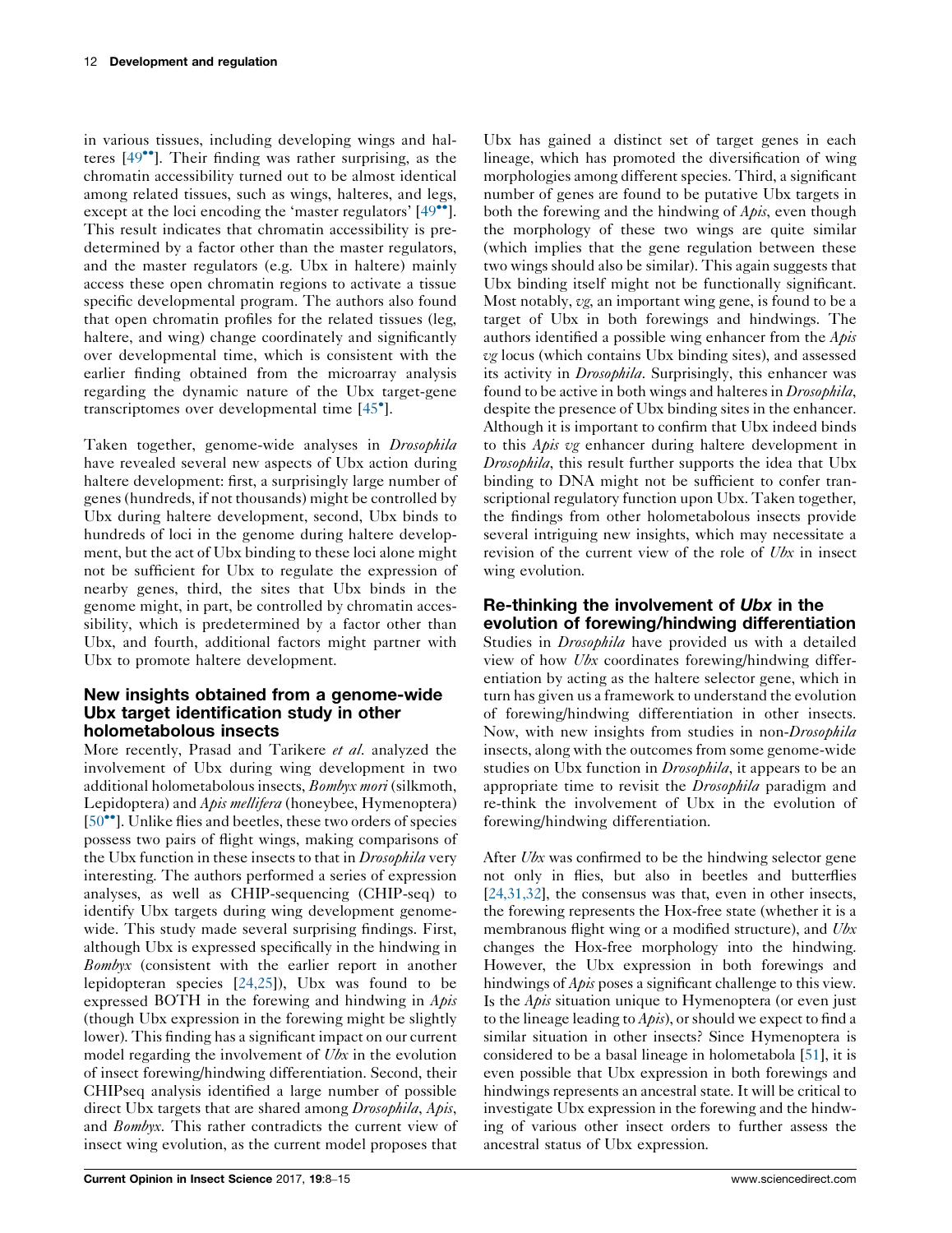in various tissues, including developing wings and halteres [49••]. Their finding was rather surprising, as the chromatin accessibility turned out to be almost identical among related tissues, such as wings, halteres, and legs, except at the loci encoding the 'master regulators' [49••]. This result indicates that chromatin accessibility is predetermined by a factor other than the master regulators, and the master regulators (e.g. Ubx in haltere) mainly access these open chromatin regions to activate a tissue specific developmental program. The authors also found that open chromatin profiles for the related tissues (leg, haltere, and wing) change coordinately and significantly over developmental time, which is consistent with the earlier finding obtained from the microarray analysis regarding the dynamic nature of the Ubx target-gene transcriptomes over developmental time [45•].

Taken together, genome-wide analyses in *Drosophila* have revealed several new aspects of Ubx action during haltere development: first, a surprisingly large number of genes (hundreds, if not thousands) might be controlled by Ubx during haltere development, second, Ubx binds to hundreds of loci in the genome during haltere development, but the act of Ubx binding to these loci alone might not be sufficient for Ubx to regulate the expression of nearby genes, third, the sites that Ubx binds in the genome might, in part, be controlled by chromatin accessibility, which is predetermined by a factor other than Ubx, and fourth, additional factors might partner with Ubx to promote haltere development.

## New insights obtained from a genome-wide Ubx target identification study in other holometabolous insects

More recently, Prasad and Tarikere *et al*. analyzed the involvement of Ubx during wing development in two additional holometabolous insects, *Bombyx mori* (silkmoth, Lepidoptera) and *Apis mellifera* (honeybee, Hymenoptera) [50••]. Unlike flies and beetles, these two orders of species possess two pairs of flight wings, making comparisons of the Ubx function in these insects to that in *Drosophila* very interesting. The authors performed a series of expression analyses, as well as CHIP-sequencing (CHIP-seq) to identify Ubx targets during wing development genome-wide. This study made several surprising findings. First, although Ubx is expressed specifically in the hindwing in *Bombyx* (consistent with the earlier report in another lepidopteran species [24,25]), Ubx was found to be expressed BOTH in the forewing and hindwing in *Apis* (though Ubx expression in the forewing might be slightly lower). This finding has a significant impact on our current model regarding the involvement of *Ubx* in the evolution of insect forewing/hindwing differentiation. Second, their CHIPseq analysis identified a large number of possible direct Ubx targets that are shared among *Drosophila*, *Apis*, and *Bombyx*. This rather contradicts the current view of insect wing evolution, as the current model proposes that Ubx has gained a distinct set of target genes in each lineage, which has promoted the diversification of wing morphologies among different species. Third, a significant number of genes are found to be putative Ubx targets in both the forewing and the hindwing of *Apis*, even though the morphology of these two wings are quite similar (which implies that the gene regulation between these two wings should also be similar). This again suggests that Ubx binding itself might not be functionally significant. Most notably, *vg*, an important wing gene, is found to be a target of Ubx in both forewings and hindwings. The authors identified a possible wing enhancer from the *Apis vg* locus (which contains Ubx binding sites), and assessed its activity in *Drosophila*. Surprisingly, this enhancer was found to be active in both wings and halteres in *Drosophila*, despite the presence of Ubx binding sites in the enhancer. Although it is important to confirm that Ubx indeed binds to this *Apis vg* enhancer during haltere development in *Drosophila*, this result further supports the idea that Ubx binding to DNA might not be sufficient to confer transcriptional regulatory function upon Ubx. Taken together, the findings from other holometabolous insects provide several intriguing new insights, which may necessitate a revision of the current view of the role of *Ubx* in insect wing evolution.

## Re-thinking the involvement of *Ubx* in the evolution of forewing/hindwing differentiation

Studies in *Drosophila* have provided us with a detailed view of how *Ubx* coordinates forewing/hindwing differentiation by acting as the haltere selector gene, which in turn has given us a framework to understand the evolution of forewing/hindwing differentiation in other insects. Now, with new insights from studies in non-*Drosophila* insects, along with the outcomes from some genome-wide studies on Ubx function in *Drosophila*, it appears to be an appropriate time to revisit the *Drosophila* paradigm and re-think the involvement of Ubx in the evolution of forewing/hindwing differentiation.

After *Ubx* was confirmed to be the hindwing selector gene not only in flies, but also in beetles and butterflies [24,31,32], the consensus was that, even in other insects, the forewing represents the Hox-free state (whether it is a membranous flight wing or a modified structure), and *Ubx* changes the Hox-free morphology into the hindwing. However, the Ubx expression in both forewings and hindwings of *Apis* poses a significant challenge to this view. Is the *Apis* situation unique to Hymenoptera (or even just to the lineage leading to *Apis*), or should we expect to find a similar situation in other insects? Since Hymenoptera is considered to be a basal lineage in holometabola [51], it is even possible that Ubx expression in both forewings and hindwings represents an ancestral state. It will be critical to investigate Ubx expression in the forewing and the hindwing of various other insect orders to further assess the ancestral status of Ubx expression.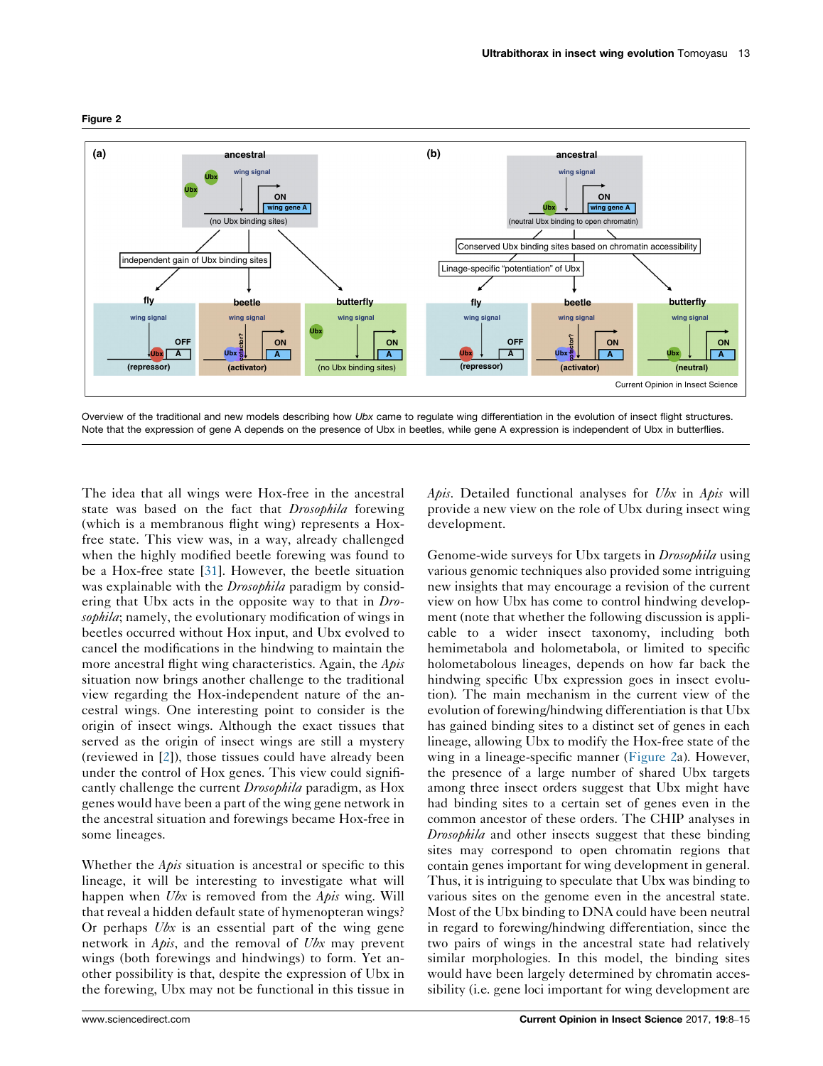**Figure 2**

Overview of the traditional and new models describing how *Ubx* came to regulate wing differentiation in the evolution of insect flight structures. Note that the expression of gene A depends on the presence of Ubx in beetles, while gene A expression is independent of Ubx in butterflies.

The idea that all wings were Hox-free in the ancestral state was based on the fact that *Drosophila* forewing (which is a membranous flight wing) represents a Hox-free state. This view was, in a way, already challenged when the highly modified beetle forewing was found to be a Hox-free state [31]. However, the beetle situation was explainable with the *Drosophila* paradigm by considering that Ubx acts in the opposite way to that in *Drosophila*; namely, the evolutionary modification of wings in beetles occurred without Hox input, and Ubx evolved to cancel the modifications in the hindwing to maintain the more ancestral flight wing characteristics. Again, the *Apis* situation now brings another challenge to the traditional view regarding the Hox-independent nature of the ancestral wings. One interesting point to consider is the origin of insect wings. Although the exact tissues that served as the origin of insect wings are still a mystery (reviewed in [2]), those tissues could have already been under the control of Hox genes. This view could significantly challenge the current *Drosophila* paradigm, as Hox genes would have been a part of the wing gene network in the ancestral situation and forewings became Hox-free in some lineages.

Whether the *Apis* situation is ancestral or specific to this lineage, it will be interesting to investigate what will happen when *Ubx* is removed from the *Apis* wing. Will that reveal a hidden default state of hymenopteran wings? Or perhaps *Ubx* is an essential part of the wing gene network in *Apis*, and the removal of *Ubx* may prevent wings (both forewings and hindwings) to form. Yet another possibility is that, despite the expression of Ubx in the forewing, Ubx may not be functional in this tissue in *Apis*. Detailed functional analyses for *Ubx* in *Apis* will provide a new view on the role of Ubx during insect wing development.

Genome-wide surveys for Ubx targets in *Drosophila* using various genomic techniques also provided some intriguing new insights that may encourage a revision of the current view on how Ubx has come to control hindwing development (note that whether the following discussion is applicable to a wider insect taxonomy, including both hemimetabola and holometabola, or limited to specific holometabolous lineages, depends on how far back the hindwing specific Ubx expression goes in insect evolution). The main mechanism in the current view of the evolution of forewing/hindwing differentiation is that Ubx has gained binding sites to a distinct set of genes in each lineage, allowing Ubx to modify the Hox-free state of the wing in a lineage-specific manner (Figure 2a). However, the presence of a large number of shared Ubx targets among three insect orders suggest that Ubx might have had binding sites to a certain set of genes even in the common ancestor of these orders. The CHIP analyses in *Drosophila* and other insects suggest that these binding sites may correspond to open chromatin regions that contain genes important for wing development in general. Thus, it is intriguing to speculate that Ubx was binding to various sites on the genome even in the ancestral state. Most of the Ubx binding to DNA could have been neutral in regard to forewing/hindwing differentiation, since the two pairs of wings in the ancestral state had relatively similar morphologies. In this model, the binding sites would have been largely determined by chromatin accessibility (i.e. gene loci important for wing development are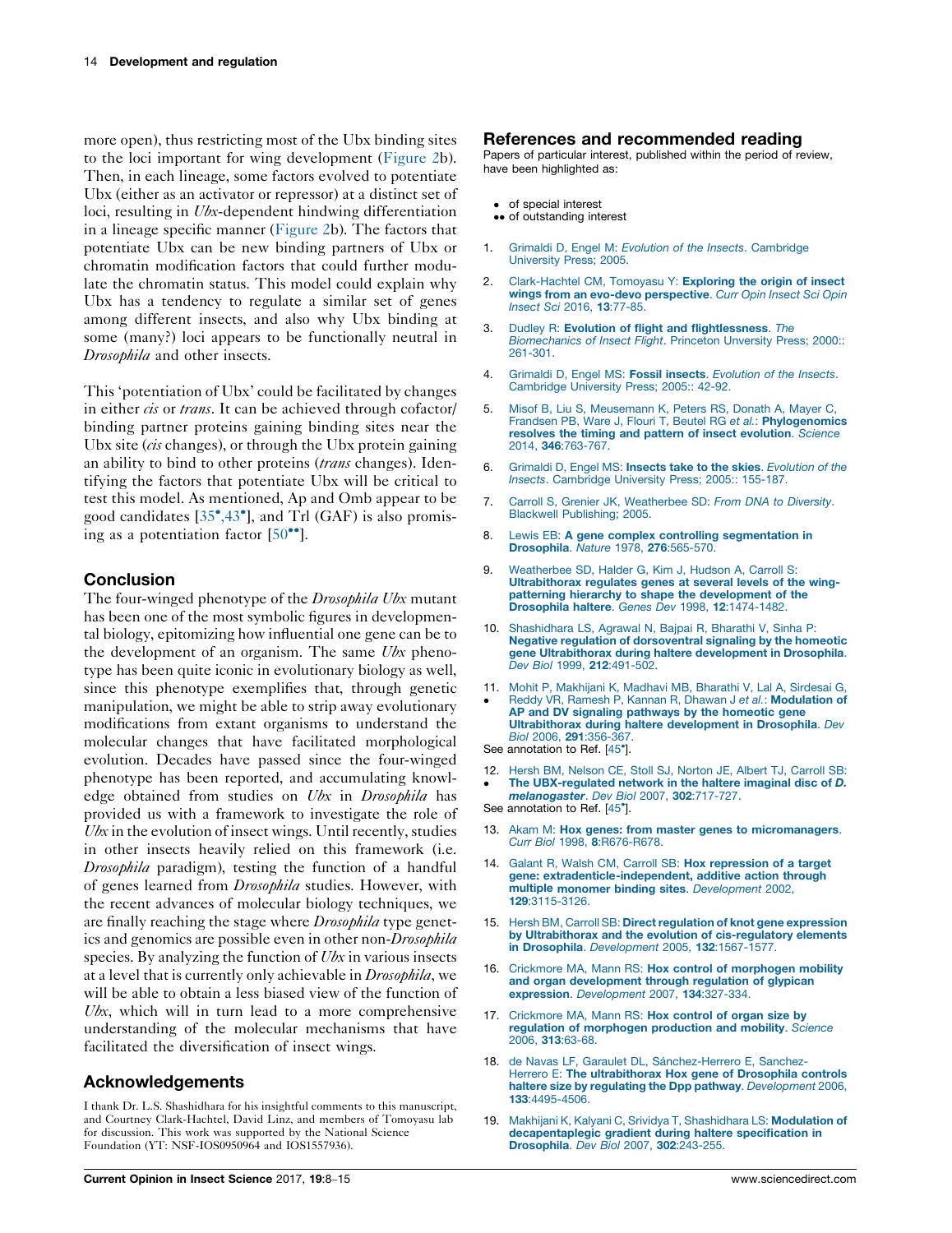more open), thus restricting most of the Ubx binding sites to the loci important for wing development (Figure 2b). Then, in each lineage, some factors evolved to potentiate Ubx (either as an activator or repressor) at a distinct set of loci, resulting in *Ubx*-dependent hindwing differentiation in a lineage specific manner (Figure 2b). The factors that potentiate Ubx can be new binding partners of Ubx or chromatin modification factors that could further modulate the chromatin status. This model could explain why Ubx has a tendency to regulate a similar set of genes among different insects, and also why Ubx binding at some (many?) loci appears to be functionally neutral in *Drosophila* and other insects.

This 'potentiation of Ubx' could be facilitated by changes in either *cis* or *trans*. It can be achieved through cofactor/binding partner proteins gaining binding sites near the Ubx site (*cis* changes), or through the Ubx protein gaining an ability to bind to other proteins (*trans* changes). Identifying the factors that potentiate Ubx will be critical to test this model. As mentioned, Ap and Omb appear to be good candidates [35•,43•], and Trl (GAF) is also promising as a potentiation factor [50••].

## Conclusion

The four-winged phenotype of the *Drosophila Ubx* mutant has been one of the most symbolic figures in developmental biology, epitomizing how influential one gene can be to the development of an organism. The same *Ubx* phenotype has been quite iconic in evolutionary biology as well, since this phenotype exemplifies that, through genetic manipulation, we might be able to strip away evolutionary modifications from extant organisms to understand the molecular changes that have facilitated morphological evolution. Decades have passed since the four-winged phenotype has been reported, and accumulating knowledge obtained from studies on *Ubx* in *Drosophila* has provided us with a framework to investigate the role of *Ubx* in the evolution of insect wings. Until recently, studies in other insects heavily relied on this framework (i.e. *Drosophila* paradigm), testing the function of a handful of genes learned from *Drosophila* studies. However, with the recent advances of molecular biology techniques, we are finally reaching the stage where *Drosophila* type genetics and genomics are possible even in other non-*Drosophila* species. By analyzing the function of *Ubx* in various insects at a level that is currently only achievable in *Drosophila*, we will be able to obtain a less biased view of the function of *Ubx*, which will in turn lead to a more comprehensive understanding of the molecular mechanisms that have facilitated the diversification of insect wings.

## Acknowledgements

I thank Dr. L.S. Shashidhara for his insightful comments to this manuscript, and Courtney Clark-Hachtel, David Linz, and members of Tomoyasu lab for discussion. This work was supported by the National Science Foundation (YT: NSF-IOS0950964 and IOS1557936).

## References and recommended reading

Papers of particular interest, published within the period of review, have been highlighted as:

- • of special interest
- •• of outstanding interest

1. Grimaldi D, Engel M: *Evolution of the Insects*. Cambridge University Press; 2005.
2. Clark-Hachtel CM, Tomoyasu Y: **Exploring the origin of insect wings from an evo-devo perspective**. *Curr Opin Insect Sci Opin Insect Sci* 2016, **13**:77-85.
3. Dudley R: **Evolution of flight and flightlessness**. *The Biomechanics of Insect Flight*. Princeton Unversity Press; 2000:: 261-301.
4. Grimaldi D, Engel MS: **Fossil insects**. *Evolution of the Insects*. Cambridge University Press; 2005:: 42-92.
5. Misof B, Liu S, Meusemann K, Peters RS, Donath A, Mayer C, Frandsen PB, Ware J, Flouri T, Beutel RG *et al.*: **Phylogenomics resolves the timing and pattern of insect evolution**. *Science* 2014, **346**:763-767.
6. Grimaldi D, Engel MS: **Insects take to the skies**. *Evolution of the Insects*. Cambridge University Press; 2005:: 155-187.
7. Carroll S, Grenier JK, Weatherbee SD: *From DNA to Diversity*. Blackwell Publishing; 2005.
8. Lewis EB: **A gene complex controlling segmentation in Drosophila**. *Nature* 1978, **276**:565-570.
9. Weatherbee SD, Halder G, Kim J, Hudson A, Carroll S: **Ultrabithorax regulates genes at several levels of the wing-patterning hierarchy to shape the development of the Drosophila haltere**. *Genes Dev* 1998, **12**:1474-1482.
10. Shashidhara LS, Agrawal N, Bajpai R, Bharathi V, Sinha P: **Negative regulation of dorsoventral signaling by the homeotic gene Ultrabithorax during haltere development in Drosophila**. *Dev Biol* 1999, **212**:491-502.
11. • Mohit P, Makhijani K, Madhavi MB, Bharathi V, Lal A, Sirdesai G, Reddy VR, Ramesh P, Kannan R, Dhawan J *et al.*: **Modulation of AP and DV signaling pathways by the homeotic gene Ultrabithorax during haltere development in Drosophila**. *Dev Biol* 2006, **291**:356-367.
See annotation to Ref. [45•].
12. • Hersh BM, Nelson CE, Stoll SJ, Norton JE, Albert TJ, Carroll SB: **The UBX-regulated network in the haltere imaginal disc of *D. melanogaster***. *Dev Biol* 2007, **302**:717-727.
See annotation to Ref. [45•].
13. Akam M: **Hox genes: from master genes to micromanagers**. *Curr Biol* 1998, **8**:R676-R678.
14. Galant R, Walsh CM, Carroll SB: **Hox repression of a target gene: extradenticle-independent, additive action through multiple monomer binding sites**. *Development* 2002, **129**:3115-3126.
15. Hersh BM, Carroll SB: **Direct regulation of knot gene expression by Ultrabithorax and the evolution of cis-regulatory elements in Drosophila**. *Development* 2005, **132**:1567-1577.
16. Crickmore MA, Mann RS: **Hox control of morphogen mobility and organ development through regulation of glypican expression**. *Development* 2007, **134**:327-334.
17. Crickmore MA, Mann RS: **Hox control of organ size by regulation of morphogen production and mobility**. *Science* 2006, **313**:63-68.
18. de Navas LF, Garaulet DL, Sánchez-Herrero E, Sanchez-Herrero E: **The ultrabithorax Hox gene of Drosophila controls haltere size by regulating the Dpp pathway**. *Development* 2006, **133**:4495-4506.
19. Makhijani K, Kalyani C, Srividya T, Shashidhara LS: **Modulation of decapentaplegic gradient during haltere specification in Drosophila**. *Dev Biol* 2007, **302**:243-255.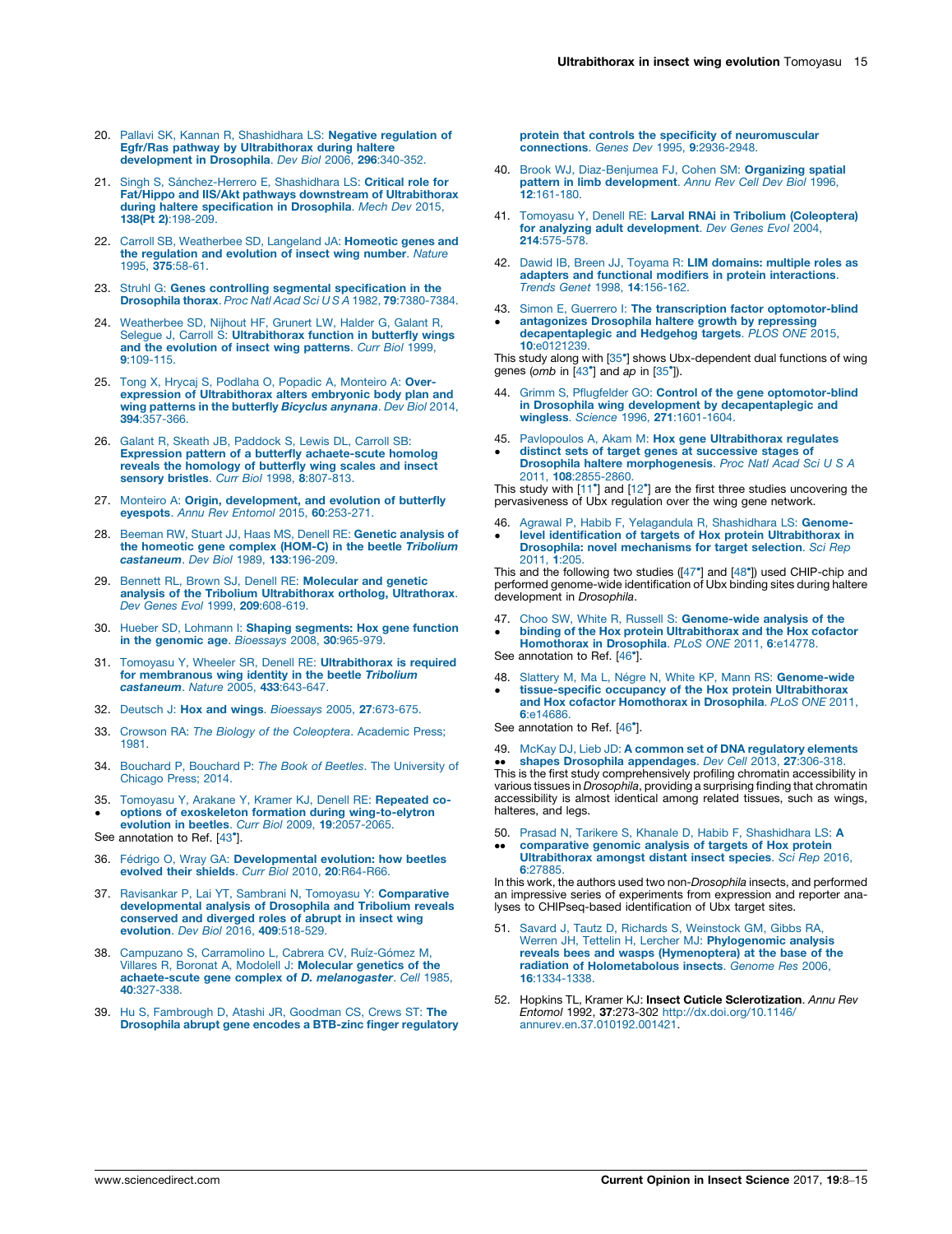20. Pallavi SK, Kannan R, Shashidhara LS: **Negative regulation of Egfr/Ras pathway by Ultrabithorax during haltere development in Drosophila**. *Dev Biol* 2006, **296**:340-352.

21. Singh S, Sánchez-Herrero E, Shashidhara LS: **Critical role for Fat/Hippo and IIS/Akt pathways downstream of Ultrabithorax during haltere specification in Drosophila**. *Mech Dev* 2015, **138(Pt 2)**:198-209.

22. Carroll SB, Weatherbee SD, Langeland JA: **Homeotic genes and the regulation and evolution of insect wing number**. *Nature* 1995, **375**:58-61.

23. Struhl G: **Genes controlling segmental specification in the Drosophila thorax**. *Proc Natl Acad Sci U S A* 1982, **79**:7380-7384.

24. Weatherbee SD, Nijhout HF, Grunert LW, Halder G, Galant R, Selegue J, Carroll S: **Ultrabithorax function in butterfly wings and the evolution of insect wing patterns**. *Curr Biol* 1999, **9**:109-115.

25. Tong X, Hrycaj S, Podlaha O, Popadic A, Monteiro A: **Over-expression of Ultrabithorax alters embryonic body plan and wing patterns in the butterfly *Bicyclus anynana***. *Dev Biol* 2014, **394**:357-366.

26. Galant R, Skeath JB, Paddock S, Lewis DL, Carroll SB: **Expression pattern of a butterfly achaete-scute homolog reveals the homology of butterfly wing scales and insect sensory bristles**. *Curr Biol* 1998, **8**:807-813.

27. Monteiro A: **Origin, development, and evolution of butterfly eyespots**. *Annu Rev Entomol* 2015, **60**:253-271.

28. Beeman RW, Stuart JJ, Haas MS, Denell RE: **Genetic analysis of the homeotic gene complex (HOM-C) in the beetle *Tribolium castaneum***. *Dev Biol* 1989, **133**:196-209.

29. Bennett RL, Brown SJ, Denell RE: **Molecular and genetic analysis of the Tribolium Ultrabithorax ortholog, Ultrathorax**. *Dev Genes Evol* 1999, **209**:608-619.

30. Hueber SD, Lohmann I: **Shaping segments: Hox gene function in the genomic age**. *Bioessays* 2008, **30**:965-979.

31. Tomoyasu Y, Wheeler SR, Denell RE: **Ultrabithorax is required for membranous wing identity in the beetle *Tribolium castaneum***. *Nature* 2005, **433**:643-647.

32. Deutsch J: **Hox and wings**. *Bioessays* 2005, **27**:673-675.

33. Crowson RA: *The Biology of the Coleoptera*. Academic Press; 1981.

34. Bouchard P, Bouchard P: *The Book of Beetles*. The University of Chicago Press; 2014.

35. • Tomoyasu Y, Arakane Y, Kramer KJ, Denell RE: **Repeated co-options of exoskeleton formation during wing-to-elytron evolution in beetles**. *Curr Biol* 2009, **19**:2057-2065.
See annotation to Ref. [43•].

36. Fédrigo O, Wray GA: **Developmental evolution: how beetles evolved their shields**. *Curr Biol* 2010, **20**:R64-R66.

37. Ravisankar P, Lai YT, Sambrani N, Tomoyasu Y: **Comparative developmental analysis of Drosophila and Tribolium reveals conserved and diverged roles of abrupt in insect wing evolution**. *Dev Biol* 2016, **409**:518-529.

38. Campuzano S, Carramolino L, Cabrera CV, Ruíz-Gómez M, Villares R, Boronat A, Modolell J: **Molecular genetics of the achaete-scute gene complex of *D. melanogaster***. *Cell* 1985, **40**:327-338.

39. Hu S, Fambrough D, Atashi JR, Goodman CS, Crews ST: **The Drosophila abrupt gene encodes a BTB-zinc finger regulatory protein that controls the specificity of neuromuscular connections**. *Genes Dev* 1995, **9**:2936-2948.

40. Brook WJ, Diaz-Benjumea FJ, Cohen SM: **Organizing spatial pattern in limb development**. *Annu Rev Cell Dev Biol* 1996, **12**:161-180.

41. Tomoyasu Y, Denell RE: **Larval RNAi in Tribolium (Coleoptera) for analyzing adult development**. *Dev Genes Evol* 2004, **214**:575-578.

42. Dawid IB, Breen JJ, Toyama R: **LIM domains: multiple roles as adapters and functional modifiers in protein interactions**. *Trends Genet* 1998, **14**:156-162.

43. • Simon E, Guerrero I: **The transcription factor optomotor-blind antagonizes Drosophila haltere growth by repressing decapentaplegic and Hedgehog targets**. *PLOS ONE* 2015, **10**:e0121239.
This study along with [35•] shows Ubx-dependent dual functions of wing genes (*omb* in [43•] and *ap* in [35•]).

44. Grimm S, Pflugfelder GO: **Control of the gene optomotor-blind in Drosophila wing development by decapentaplegic and wingless**. *Science* 1996, **271**:1601-1604.

45. • Pavlopoulos A, Akam M: **Hox gene Ultrabithorax regulates distinct sets of target genes at successive stages of Drosophila haltere morphogenesis**. *Proc Natl Acad Sci U S A* 2011, **108**:2855-2860.
This study with [11•] and [12•] are the first three studies uncovering the pervasiveness of Ubx regulation over the wing gene network.

46. • Agrawal P, Habib F, Yelagandula R, Shashidhara LS: **Genome-level identification of targets of Hox protein Ultrabithorax in Drosophila: novel mechanisms for target selection**. *Sci Rep* 2011, **1**:205.
This and the following two studies ([47•] and [48•]) used CHIP-chip and performed genome-wide identification of Ubx binding sites during haltere development in *Drosophila*.

47. • Choo SW, White R, Russell S: **Genome-wide analysis of the binding of the Hox protein Ultrabithorax and the Hox cofactor Homothorax in Drosophila**. *PLoS ONE* 2011, **6**:e14778.
See annotation to Ref. [46•].

48. • Slattery M, Ma L, Négre N, White KP, Mann RS: **Genome-wide tissue-specific occupancy of the Hox protein Ultrabithorax and Hox cofactor Homothorax in Drosophila**. *PLoS ONE* 2011, **6**:e14686.
See annotation to Ref. [46•].

49. •• McKay DJ, Lieb JD: **A common set of DNA regulatory elements shapes Drosophila appendages**. *Dev Cell* 2013, **27**:306-318.
This is the first study comprehensively profiling chromatin accessibility in various tissues in *Drosophila*, providing a surprising finding that chromatin accessibility is almost identical among related tissues, such as wings, halteres, and legs.

50. •• Prasad N, Tarikere S, Khanale D, Habib F, Shashidhara LS: **A comparative genomic analysis of targets of Hox protein Ultrabithorax amongst distant insect species**. *Sci Rep* 2016, **6**:27885.
In this work, the authors used two non-*Drosophila* insects, and performed an impressive series of experiments from expression and reporter analyses to CHIPseq-based identification of Ubx target sites.

51. Savard J, Tautz D, Richards S, Weinstock GM, Gibbs RA, Werren JH, Tettelin H, Lercher MJ: **Phylogenomic analysis reveals bees and wasps (Hymenoptera) at the base of the radiation of Holometabolous insects**. *Genome Res* 2006, **16**:1334-1338.

52. Hopkins TL, Kramer KJ: **Insect Cuticle Sclerotization**. *Annu Rev Entomol* 1992, **37**:273-302 http://dx.doi.org/10.1146/annurev.en.37.010192.001421.